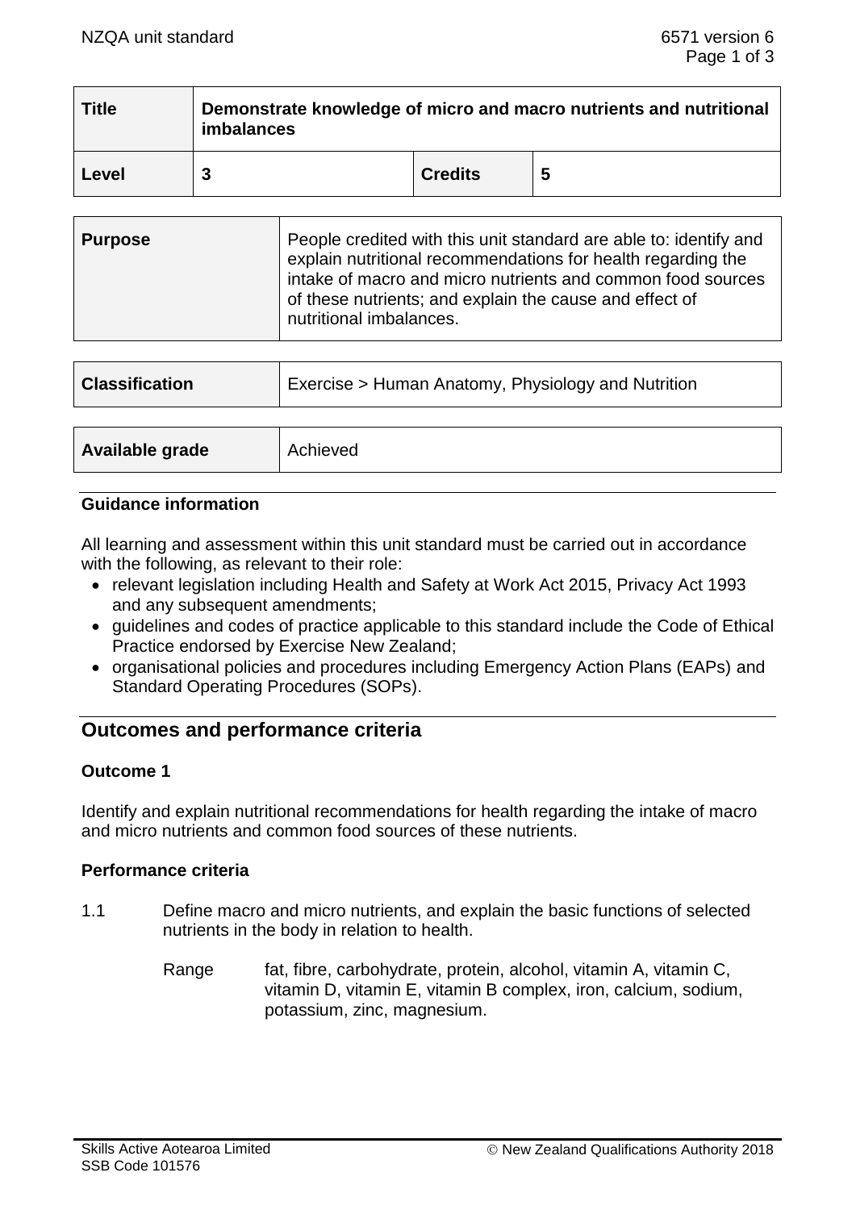| Title | Demonstrate knowledge of micro and macro nutrients and nutritional imbalances | | |
|---|---|---|---|
| Level | 3 | Credits | 5 |

| Purpose | People credited with this unit standard are able to: identify and explain nutritional recommendations for health regarding the intake of macro and micro nutrients and common food sources of these nutrients; and explain the cause and effect of nutritional imbalances. |
|---|---|

| Classification | Exercise > Human Anatomy, Physiology and Nutrition |
|---|---|

| Available grade | Achieved |
|---|---|

### Guidance information

All learning and assessment within this unit standard must be carried out in accordance with the following, as relevant to their role:

- relevant legislation including Health and Safety at Work Act 2015, Privacy Act 1993 and any subsequent amendments;
- guidelines and codes of practice applicable to this standard include the Code of Ethical Practice endorsed by Exercise New Zealand;
- organisational policies and procedures including Emergency Action Plans (EAPs) and Standard Operating Procedures (SOPs).

## Outcomes and performance criteria

### Outcome 1

Identify and explain nutritional recommendations for health regarding the intake of macro and micro nutrients and common food sources of these nutrients.

### Performance criteria

1.1 Define macro and micro nutrients, and explain the basic functions of selected nutrients in the body in relation to health.

Range fat, fibre, carbohydrate, protein, alcohol, vitamin A, vitamin C, vitamin D, vitamin E, vitamin B complex, iron, calcium, sodium, potassium, zinc, magnesium.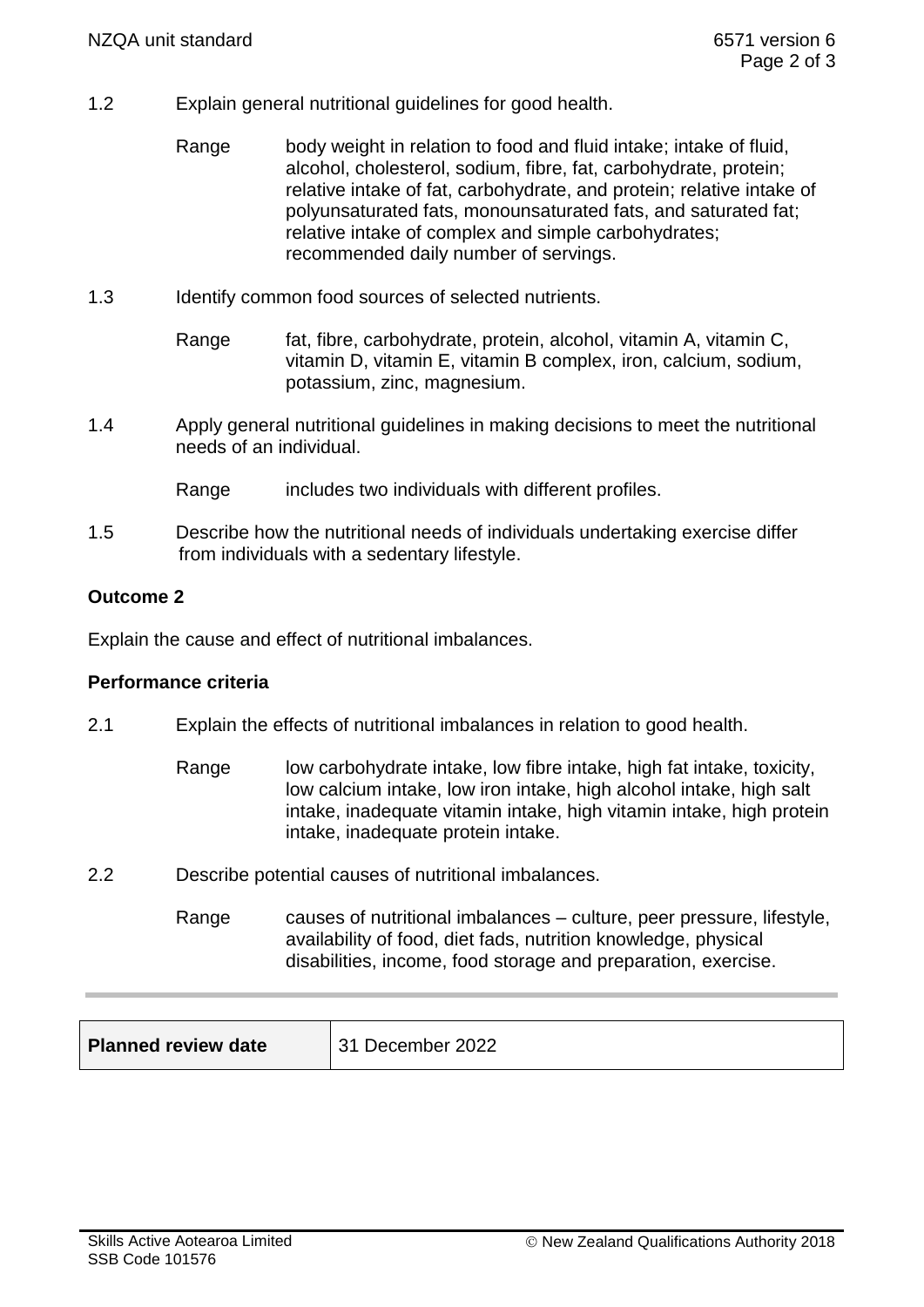1.2 Explain general nutritional guidelines for good health.

Range: body weight in relation to food and fluid intake; intake of fluid, alcohol, cholesterol, sodium, fibre, fat, carbohydrate, protein; relative intake of fat, carbohydrate, and protein; relative intake of polyunsaturated fats, monounsaturated fats, and saturated fat; relative intake of complex and simple carbohydrates; recommended daily number of servings.

1.3 Identify common food sources of selected nutrients.

Range: fat, fibre, carbohydrate, protein, alcohol, vitamin A, vitamin C, vitamin D, vitamin E, vitamin B complex, iron, calcium, sodium, potassium, zinc, magnesium.

1.4 Apply general nutritional guidelines in making decisions to meet the nutritional needs of an individual.

Range: includes two individuals with different profiles.

1.5 Describe how the nutritional needs of individuals undertaking exercise differ from individuals with a sedentary lifestyle.

**Outcome 2**

Explain the cause and effect of nutritional imbalances.

**Performance criteria**

2.1 Explain the effects of nutritional imbalances in relation to good health.

Range: low carbohydrate intake, low fibre intake, high fat intake, toxicity, low calcium intake, low iron intake, high alcohol intake, high salt intake, inadequate vitamin intake, high vitamin intake, high protein intake, inadequate protein intake.

2.2 Describe potential causes of nutritional imbalances.

Range: causes of nutritional imbalances – culture, peer pressure, lifestyle, availability of food, diet fads, nutrition knowledge, physical disabilities, income, food storage and preparation, exercise.

| **Planned review date** | 31 December 2022 |
|---|---|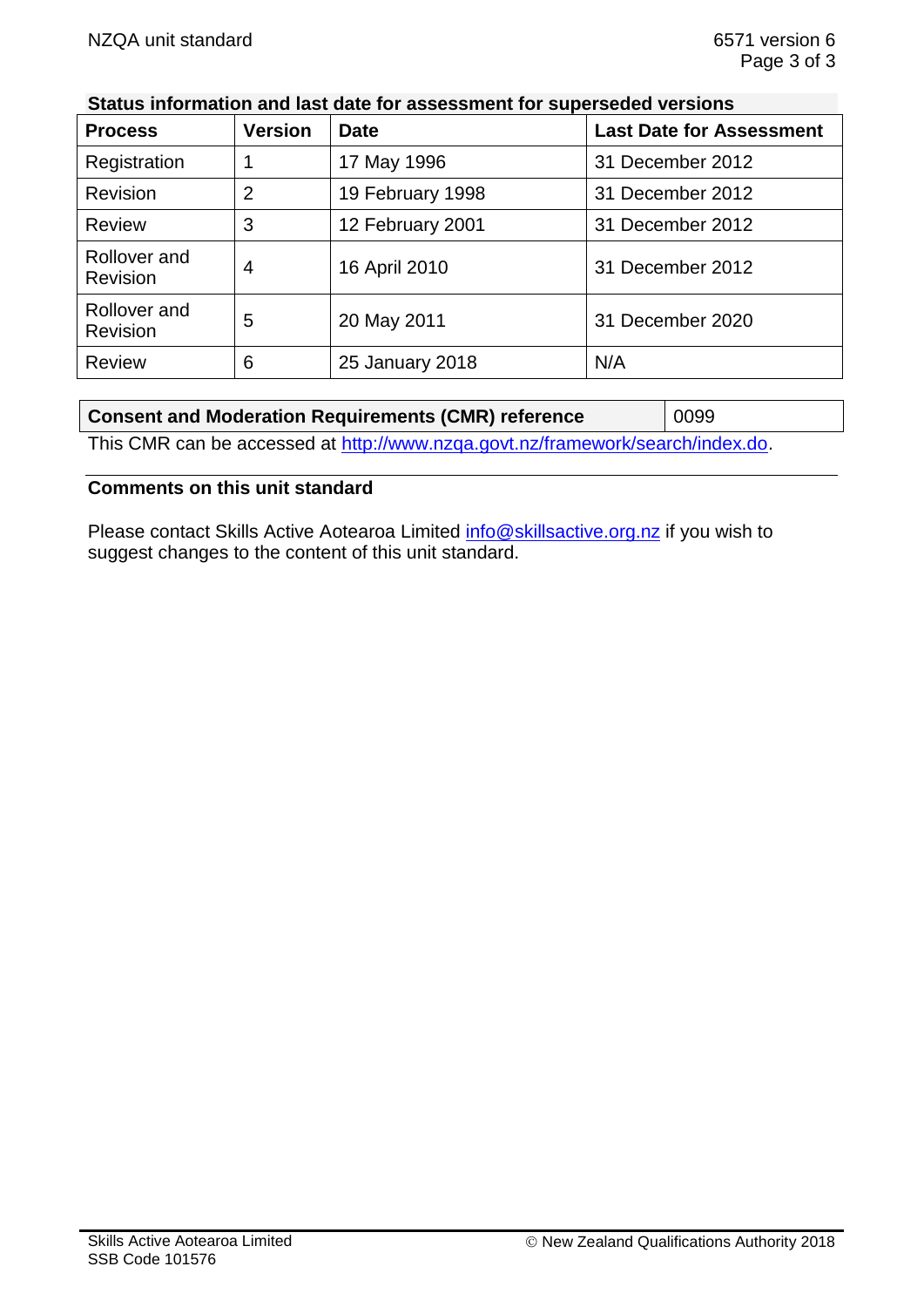**Status information and last date for assessment for superseded versions**

| Process | Version | Date | Last Date for Assessment |
|---|---|---|---|
| Registration | 1 | 17 May 1996 | 31 December 2012 |
| Revision | 2 | 19 February 1998 | 31 December 2012 |
| Review | 3 | 12 February 2001 | 31 December 2012 |
| Rollover and Revision | 4 | 16 April 2010 | 31 December 2012 |
| Rollover and Revision | 5 | 20 May 2011 | 31 December 2020 |
| Review | 6 | 25 January 2018 | N/A |

| Consent and Moderation Requirements (CMR) reference | 0099 |
|---|---|

This CMR can be accessed at http://www.nzqa.govt.nz/framework/search/index.do.

**Comments on this unit standard**

Please contact Skills Active Aotearoa Limited info@skillsactive.org.nz if you wish to suggest changes to the content of this unit standard.